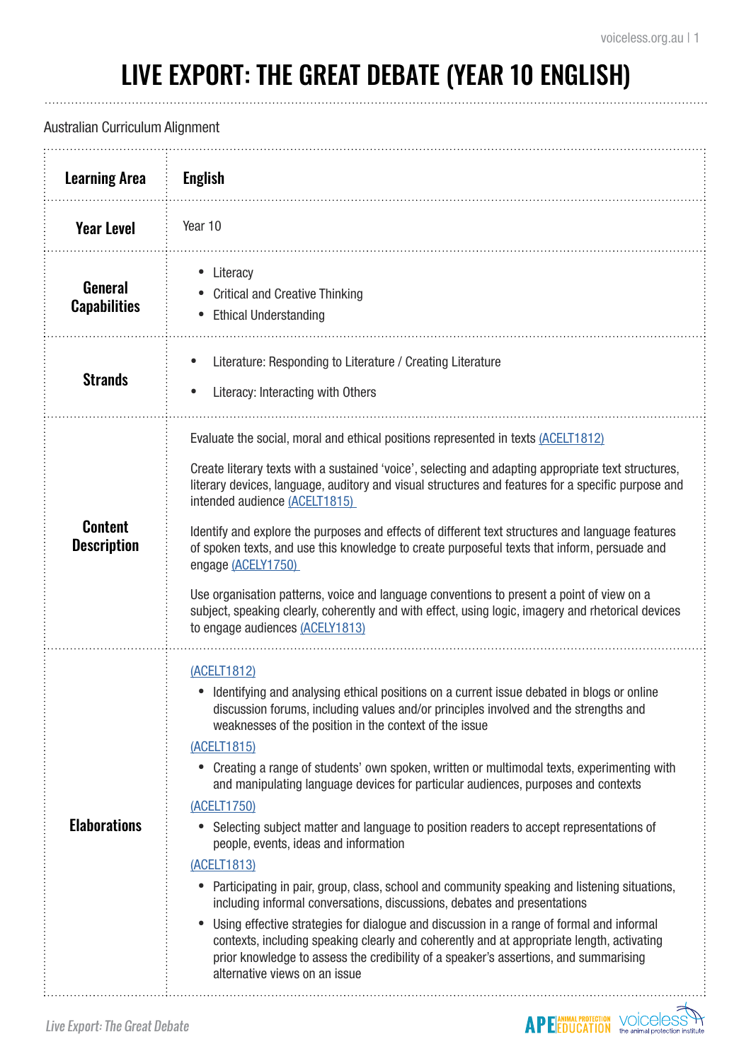# LIVE EXPORT: THE GREAT DEBATE (YEAR 10 ENGLISH)

Australian Curriculum Alignment

| **Learning Area** | **English** |
|---|---|
| **Year Level** | Year 10 |
| **General Capabilities** | • Literacy<br>• Critical and Creative Thinking<br>• Ethical Understanding |
| **Strands** | • Literature: Responding to Literature / Creating Literature<br>• Literacy: Interacting with Others |
| **Content Description** | Evaluate the social, moral and ethical positions represented in texts (ACELT1812)<br><br>Create literary texts with a sustained 'voice', selecting and adapting appropriate text structures, literary devices, language, auditory and visual structures and features for a specific purpose and intended audience (ACELT1815)<br><br>Identify and explore the purposes and effects of different text structures and language features of spoken texts, and use this knowledge to create purposeful texts that inform, persuade and engage (ACELY1750)<br><br>Use organisation patterns, voice and language conventions to present a point of view on a subject, speaking clearly, coherently and with effect, using logic, imagery and rhetorical devices to engage audiences (ACELY1813) |
| **Elaborations** | (ACELT1812)<br>• Identifying and analysing ethical positions on a current issue debated in blogs or online discussion forums, including values and/or principles involved and the strengths and weaknesses of the position in the context of the issue<br><br>(ACELT1815)<br>• Creating a range of students' own spoken, written or multimodal texts, experimenting with and manipulating language devices for particular audiences, purposes and contexts<br><br>(ACELT1750)<br>• Selecting subject matter and language to position readers to accept representations of people, events, ideas and information<br><br>(ACELT1813)<br>• Participating in pair, group, class, school and community speaking and listening situations, including informal conversations, discussions, debates and presentations<br>• Using effective strategies for dialogue and discussion in a range of formal and informal contexts, including speaking clearly and coherently and at appropriate length, activating prior knowledge to assess the credibility of a speaker's assertions, and summarising alternative views on an issue |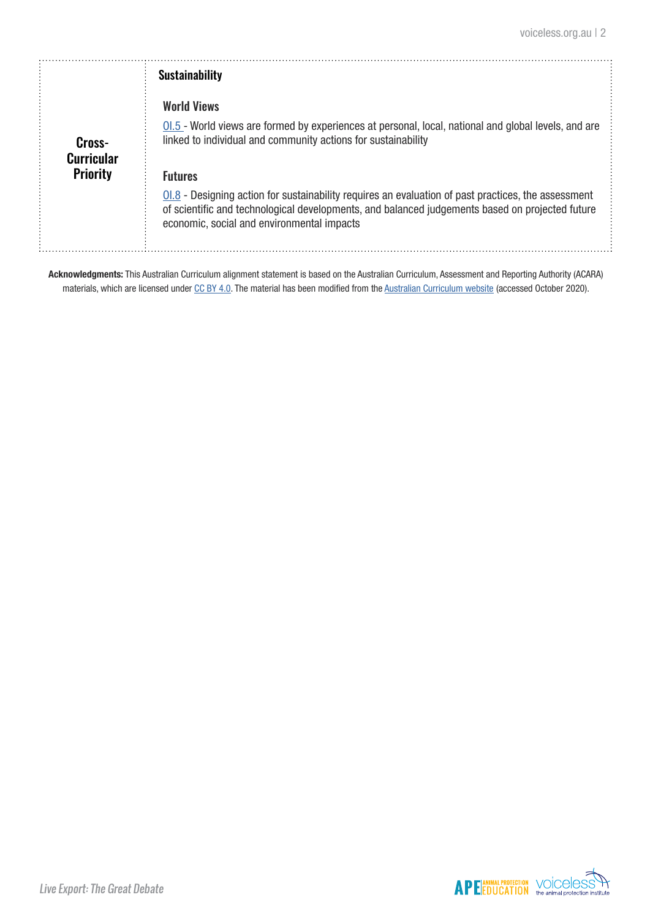| Cross-Curricular Priority | **Sustainability**<br><br>**World Views**<br><br>OI.5 - World views are formed by experiences at personal, local, national and global levels, and are linked to individual and community actions for sustainability<br><br>**Futures**<br><br>OI.8 - Designing action for sustainability requires an evaluation of past practices, the assessment of scientific and technological developments, and balanced judgements based on projected future economic, social and environmental impacts |
|---|---|

**Acknowledgments:** This Australian Curriculum alignment statement is based on the Australian Curriculum, Assessment and Reporting Authority (ACARA) materials, which are licensed under CC BY 4.0. The material has been modified from the Australian Curriculum website (accessed October 2020).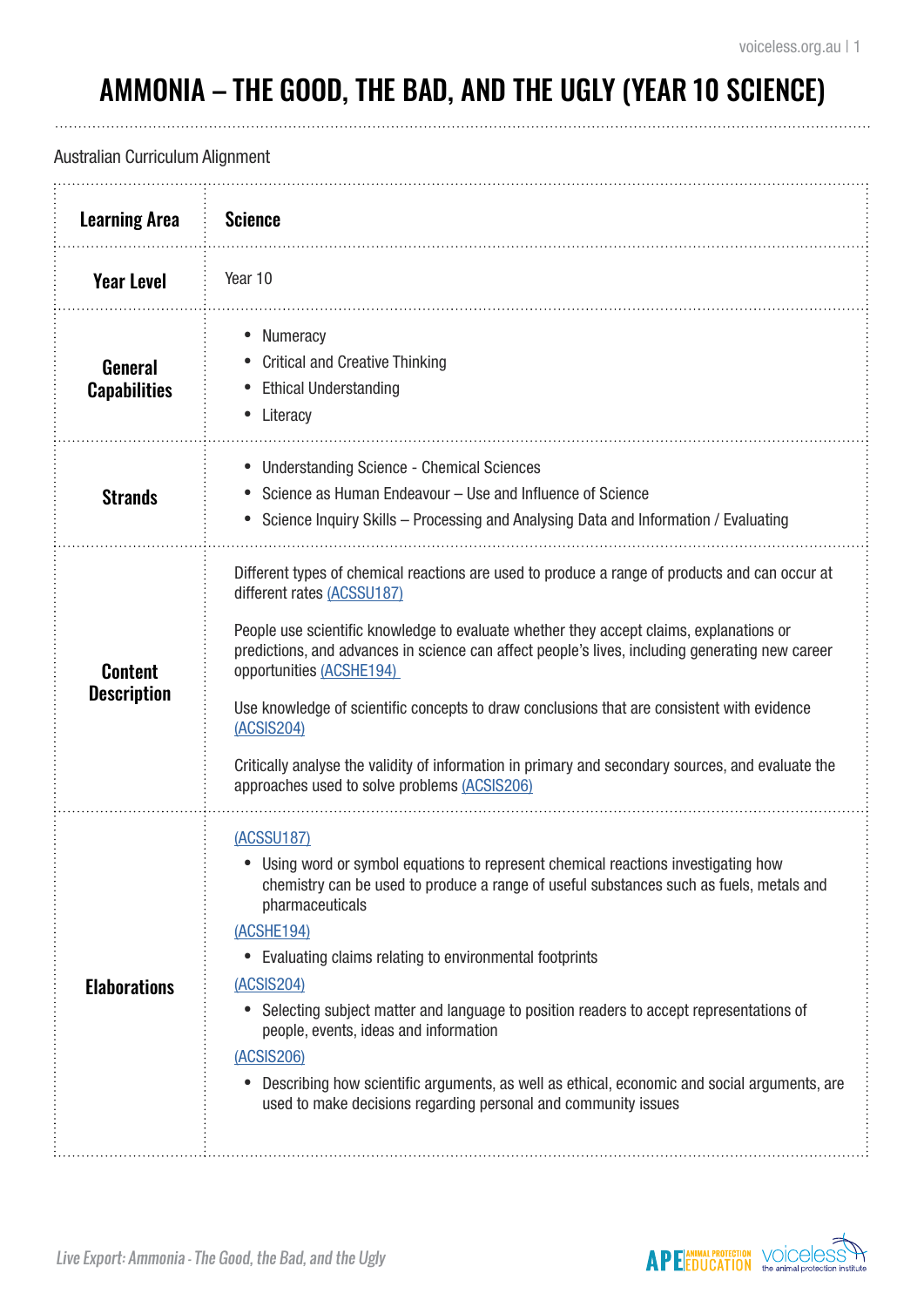# AMMONIA – THE GOOD, THE BAD, AND THE UGLY (YEAR 10 SCIENCE)

Australian Curriculum Alignment

| **Learning Area** | **Science** |
|---|---|
| **Year Level** | Year 10 |
| **General Capabilities** | • Numeracy<br>• Critical and Creative Thinking<br>• Ethical Understanding<br>• Literacy |
| **Strands** | • Understanding Science - Chemical Sciences<br>• Science as Human Endeavour – Use and Influence of Science<br>• Science Inquiry Skills – Processing and Analysing Data and Information / Evaluating |
| **Content Description** | Different types of chemical reactions are used to produce a range of products and can occur at different rates (ACSSU187)<br><br>People use scientific knowledge to evaluate whether they accept claims, explanations or predictions, and advances in science can affect people's lives, including generating new career opportunities (ACSHE194)<br><br>Use knowledge of scientific concepts to draw conclusions that are consistent with evidence (ACSIS204)<br><br>Critically analyse the validity of information in primary and secondary sources, and evaluate the approaches used to solve problems (ACSIS206) |
| **Elaborations** | (ACSSU187)<br>• Using word or symbol equations to represent chemical reactions investigating how chemistry can be used to produce a range of useful substances such as fuels, metals and pharmaceuticals<br>(ACSHE194)<br>• Evaluating claims relating to environmental footprints<br>(ACSIS204)<br>• Selecting subject matter and language to position readers to accept representations of people, events, ideas and information<br>(ACSIS206)<br>• Describing how scientific arguments, as well as ethical, economic and social arguments, are used to make decisions regarding personal and community issues |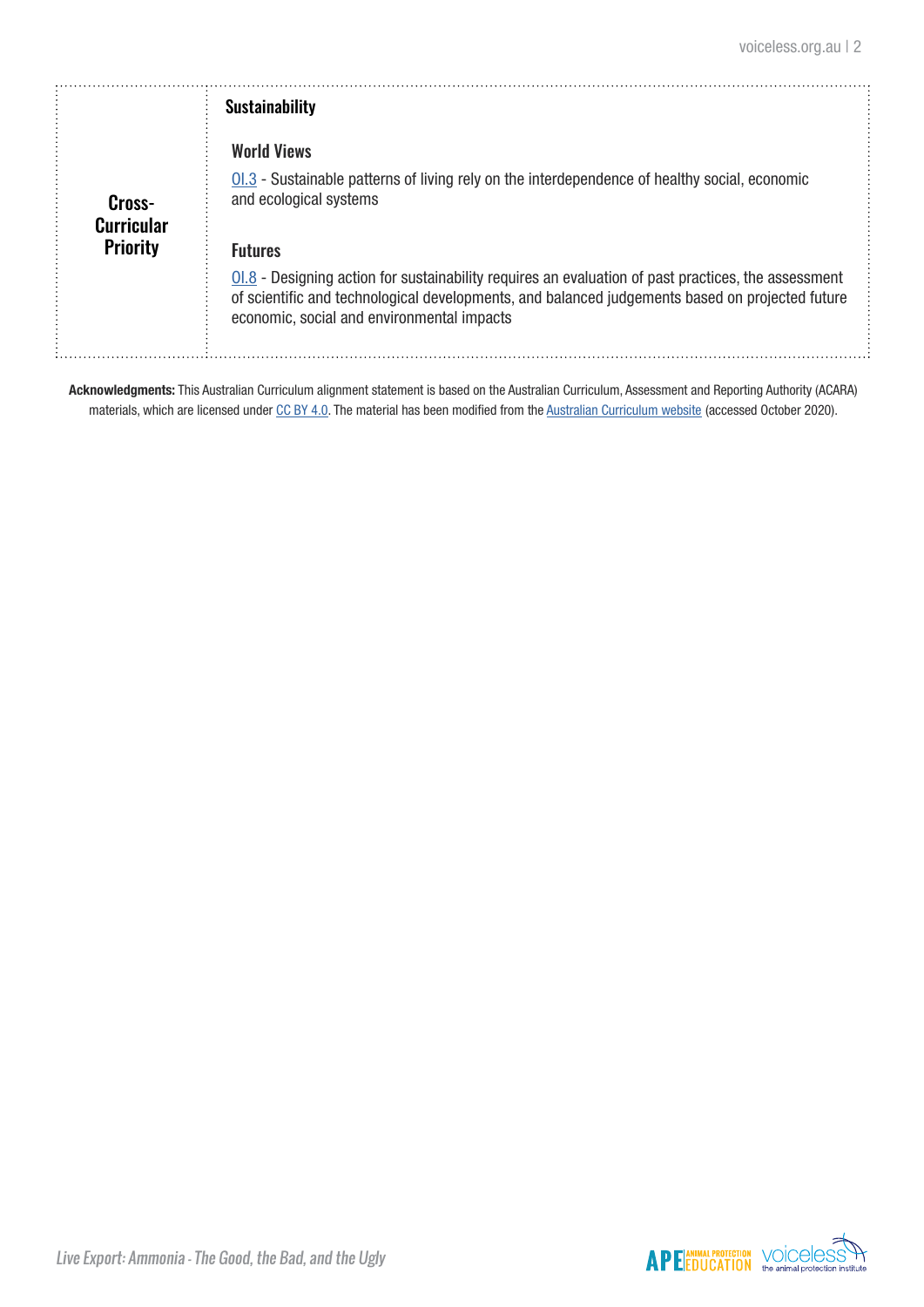| | |
|---|---|
| **Cross-Curricular Priority** | **Sustainability**<br><br>**World Views**<br>OI.3 - Sustainable patterns of living rely on the interdependence of healthy social, economic and ecological systems<br><br>**Futures**<br>OI.8 - Designing action for sustainability requires an evaluation of past practices, the assessment of scientific and technological developments, and balanced judgements based on projected future economic, social and environmental impacts |

**Acknowledgments:** This Australian Curriculum alignment statement is based on the Australian Curriculum, Assessment and Reporting Authority (ACARA) materials, which are licensed under CC BY 4.0. The material has been modified from the Australian Curriculum website (accessed October 2020).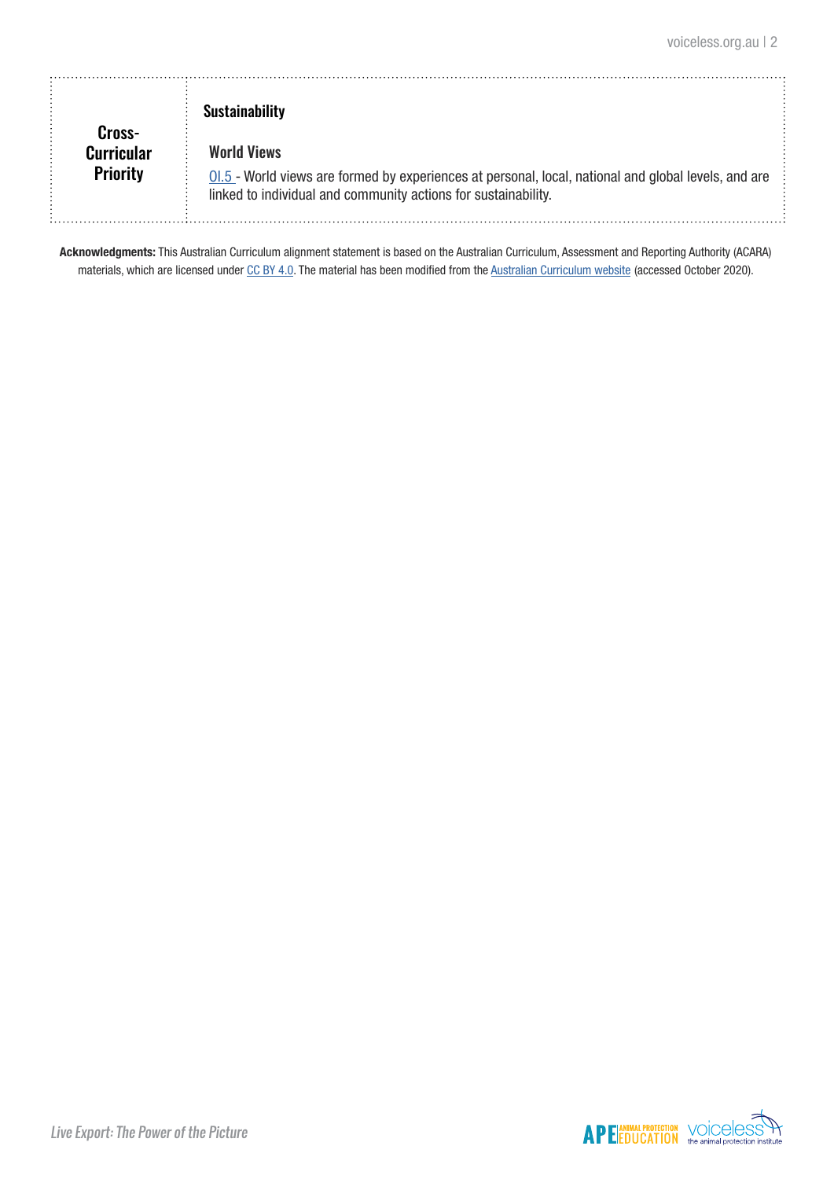| Cross-Curricular Priority | **Sustainability**<br><br>**World Views**<br>OI.5 - World views are formed by experiences at personal, local, national and global levels, and are linked to individual and community actions for sustainability. |
|---|---|

**Acknowledgments:** This Australian Curriculum alignment statement is based on the Australian Curriculum, Assessment and Reporting Authority (ACARA) materials, which are licensed under CC BY 4.0. The material has been modified from the Australian Curriculum website (accessed October 2020).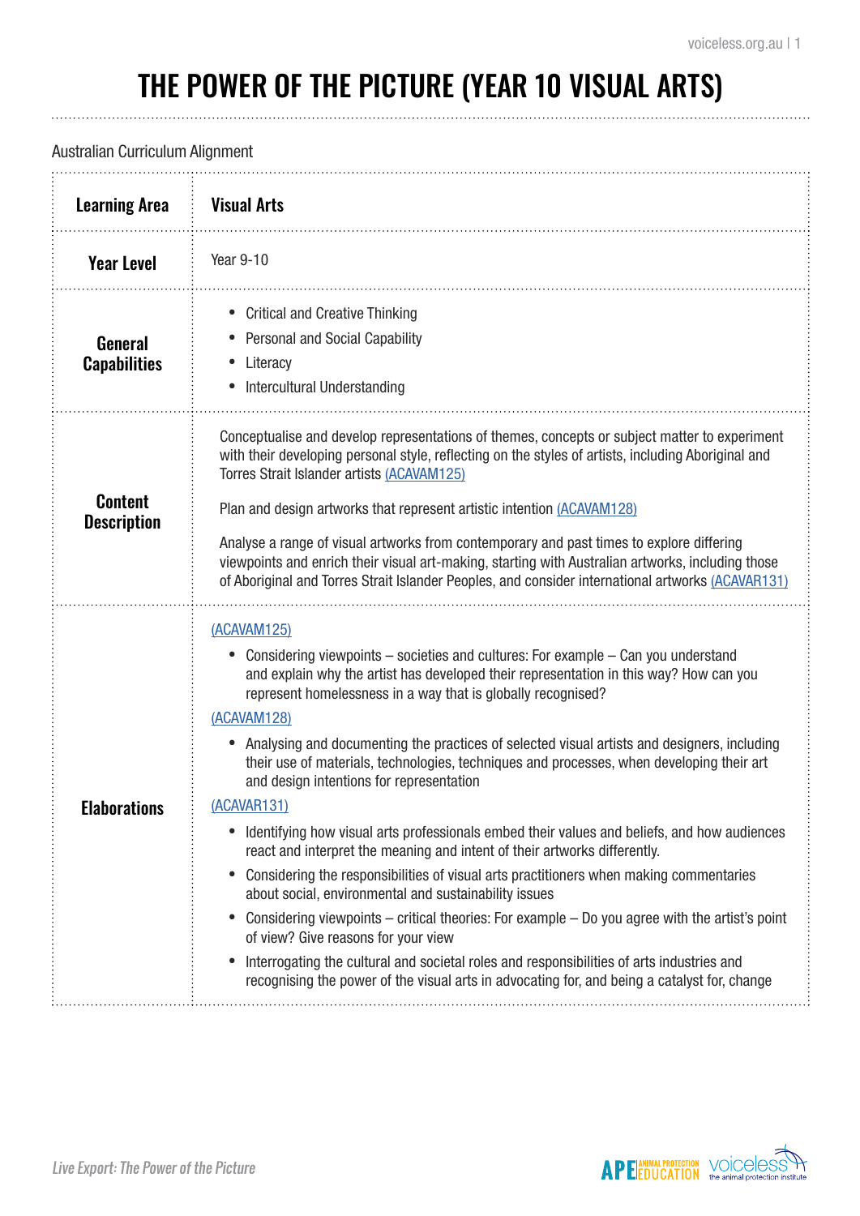# THE POWER OF THE PICTURE (YEAR 10 VISUAL ARTS)

Australian Curriculum Alignment

| **Learning Area** | **Visual Arts** |
|---|---|
| **Year Level** | Year 9-10 |
| **General Capabilities** | • Critical and Creative Thinking<br>• Personal and Social Capability<br>• Literacy<br>• Intercultural Understanding |
| **Content Description** | Conceptualise and develop representations of themes, concepts or subject matter to experiment with their developing personal style, reflecting on the styles of artists, including Aboriginal and Torres Strait Islander artists (ACAVAM125)<br><br>Plan and design artworks that represent artistic intention (ACAVAM128)<br><br>Analyse a range of visual artworks from contemporary and past times to explore differing viewpoints and enrich their visual art-making, starting with Australian artworks, including those of Aboriginal and Torres Strait Islander Peoples, and consider international artworks (ACAVAR131) |
| **Elaborations** | (ACAVAM125)<br>• Considering viewpoints – societies and cultures: For example – Can you understand and explain why the artist has developed their representation in this way? How can you represent homelessness in a way that is globally recognised?<br>(ACAVAM128)<br>• Analysing and documenting the practices of selected visual artists and designers, including their use of materials, technologies, techniques and processes, when developing their art and design intentions for representation<br>(ACAVAR131)<br>• Identifying how visual arts professionals embed their values and beliefs, and how audiences react and interpret the meaning and intent of their artworks differently.<br>• Considering the responsibilities of visual arts practitioners when making commentaries about social, environmental and sustainability issues<br>• Considering viewpoints – critical theories: For example – Do you agree with the artist's point of view? Give reasons for your view<br>• Interrogating the cultural and societal roles and responsibilities of arts industries and recognising the power of the visual arts in advocating for, and being a catalyst for, change |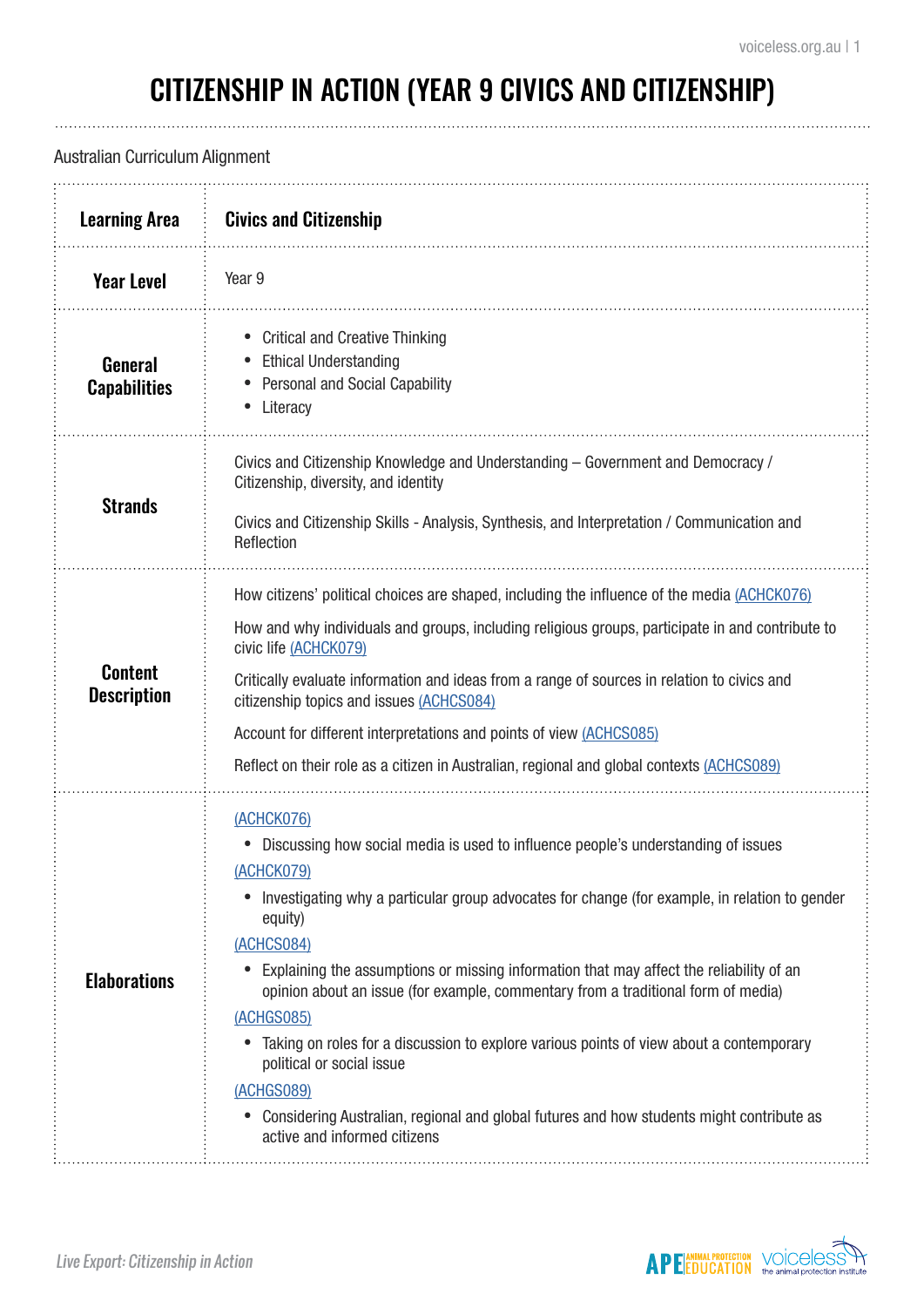# CITIZENSHIP IN ACTION (YEAR 9 CIVICS AND CITIZENSHIP)

Australian Curriculum Alignment

| **Learning Area** | **Civics and Citizenship** |
| --- | --- |
| **Year Level** | Year 9 |
| **General Capabilities** | • Critical and Creative Thinking<br>• Ethical Understanding<br>• Personal and Social Capability<br>• Literacy |
| **Strands** | Civics and Citizenship Knowledge and Understanding – Government and Democracy / Citizenship, diversity, and identity<br><br>Civics and Citizenship Skills - Analysis, Synthesis, and Interpretation / Communication and Reflection |
| **Content Description** | How citizens' political choices are shaped, including the influence of the media (ACHCK076)<br><br>How and why individuals and groups, including religious groups, participate in and contribute to civic life (ACHCK079)<br><br>Critically evaluate information and ideas from a range of sources in relation to civics and citizenship topics and issues (ACHCS084)<br><br>Account for different interpretations and points of view (ACHCS085)<br><br>Reflect on their role as a citizen in Australian, regional and global contexts (ACHCS089) |
| **Elaborations** | (ACHCK076)<br>• Discussing how social media is used to influence people's understanding of issues<br>(ACHCK079)<br>• Investigating why a particular group advocates for change (for example, in relation to gender equity)<br>(ACHCS084)<br>• Explaining the assumptions or missing information that may affect the reliability of an opinion about an issue (for example, commentary from a traditional form of media)<br>(ACHGS085)<br>• Taking on roles for a discussion to explore various points of view about a contemporary political or social issue<br>(ACHGS089)<br>• Considering Australian, regional and global futures and how students might contribute as active and informed citizens |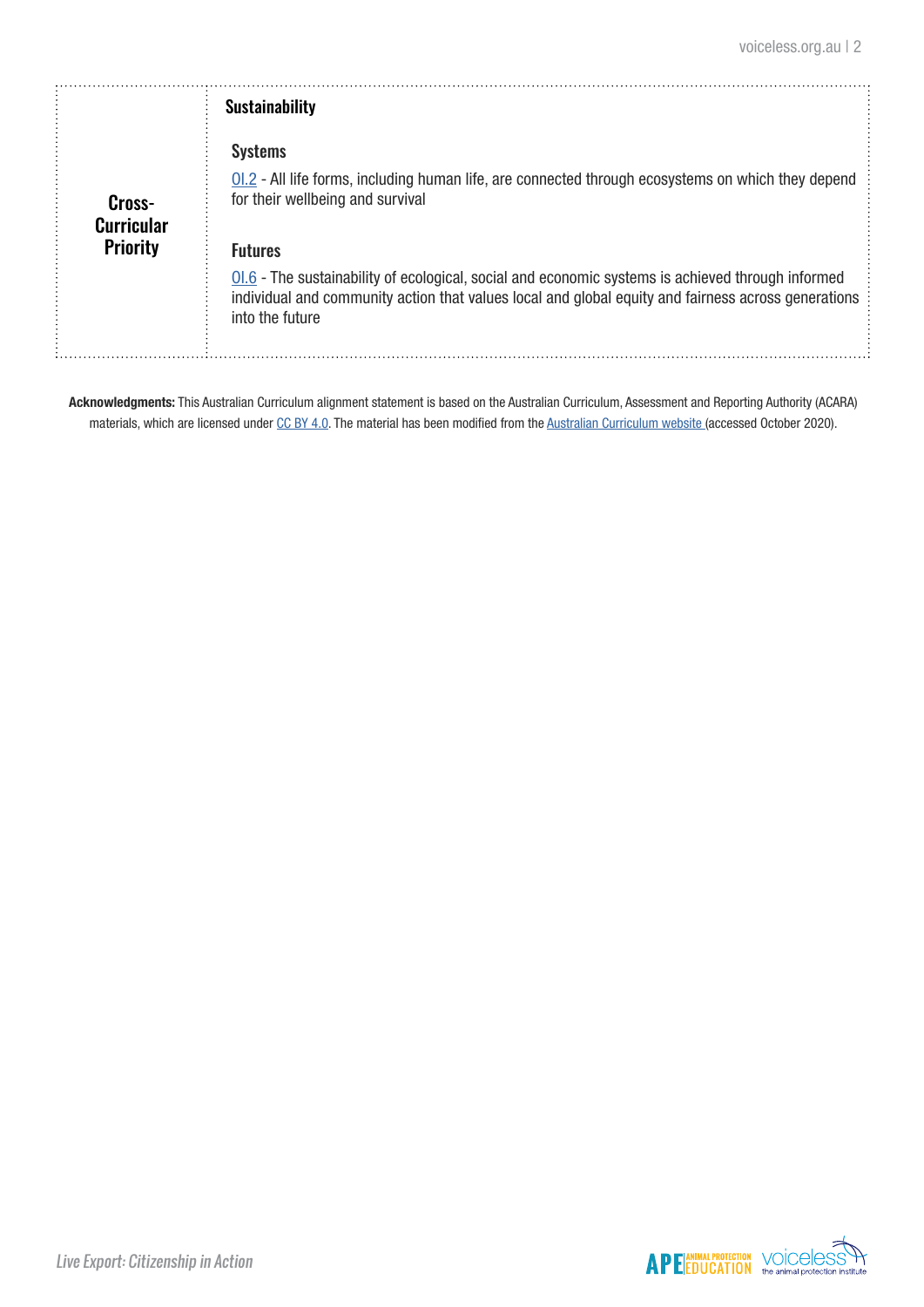| Cross-Curricular Priority | **Sustainability**<br><br>**Systems**<br><br>OI.2 - All life forms, including human life, are connected through ecosystems on which they depend for their wellbeing and survival<br><br>**Futures**<br><br>OI.6 - The sustainability of ecological, social and economic systems is achieved through informed individual and community action that values local and global equity and fairness across generations into the future |
|---|---|

**Acknowledgments:** This Australian Curriculum alignment statement is based on the Australian Curriculum, Assessment and Reporting Authority (ACARA) materials, which are licensed under CC BY 4.0. The material has been modified from the Australian Curriculum website (accessed October 2020).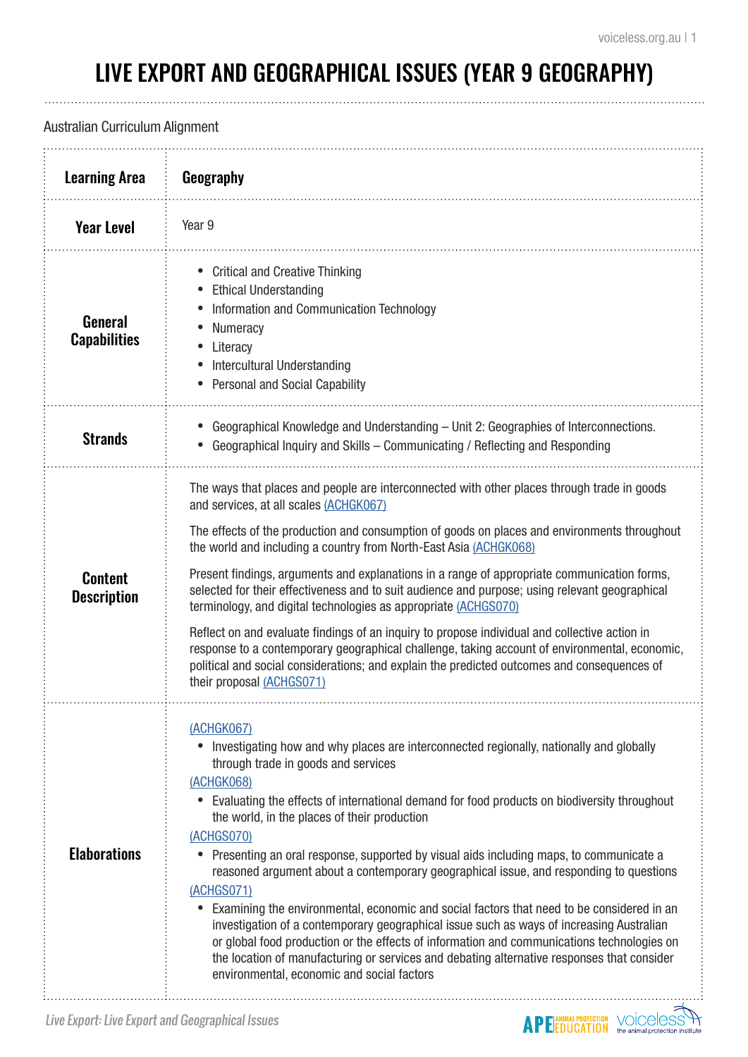# LIVE EXPORT AND GEOGRAPHICAL ISSUES (YEAR 9 GEOGRAPHY)

Australian Curriculum Alignment

| **Learning Area** | **Geography** |
|---|---|
| **Year Level** | Year 9 |
| **General Capabilities** | • Critical and Creative Thinking<br>• Ethical Understanding<br>• Information and Communication Technology<br>• Numeracy<br>• Literacy<br>• Intercultural Understanding<br>• Personal and Social Capability |
| **Strands** | • Geographical Knowledge and Understanding – Unit 2: Geographies of Interconnections.<br>• Geographical Inquiry and Skills – Communicating / Reflecting and Responding |
| **Content Description** | The ways that places and people are interconnected with other places through trade in goods and services, at all scales (ACHGK067)<br><br>The effects of the production and consumption of goods on places and environments throughout the world and including a country from North-East Asia (ACHGK068)<br><br>Present findings, arguments and explanations in a range of appropriate communication forms, selected for their effectiveness and to suit audience and purpose; using relevant geographical terminology, and digital technologies as appropriate (ACHGS070)<br><br>Reflect on and evaluate findings of an inquiry to propose individual and collective action in response to a contemporary geographical challenge, taking account of environmental, economic, political and social considerations; and explain the predicted outcomes and consequences of their proposal (ACHGS071) |
| **Elaborations** | (ACHGK067)<br>• Investigating how and why places are interconnected regionally, nationally and globally through trade in goods and services<br>(ACHGK068)<br>• Evaluating the effects of international demand for food products on biodiversity throughout the world, in the places of their production<br>(ACHGS070)<br>• Presenting an oral response, supported by visual aids including maps, to communicate a reasoned argument about a contemporary geographical issue, and responding to questions<br>(ACHGS071)<br>• Examining the environmental, economic and social factors that need to be considered in an investigation of a contemporary geographical issue such as ways of increasing Australian or global food production or the effects of information and communications technologies on the location of manufacturing or services and debating alternative responses that consider environmental, economic and social factors |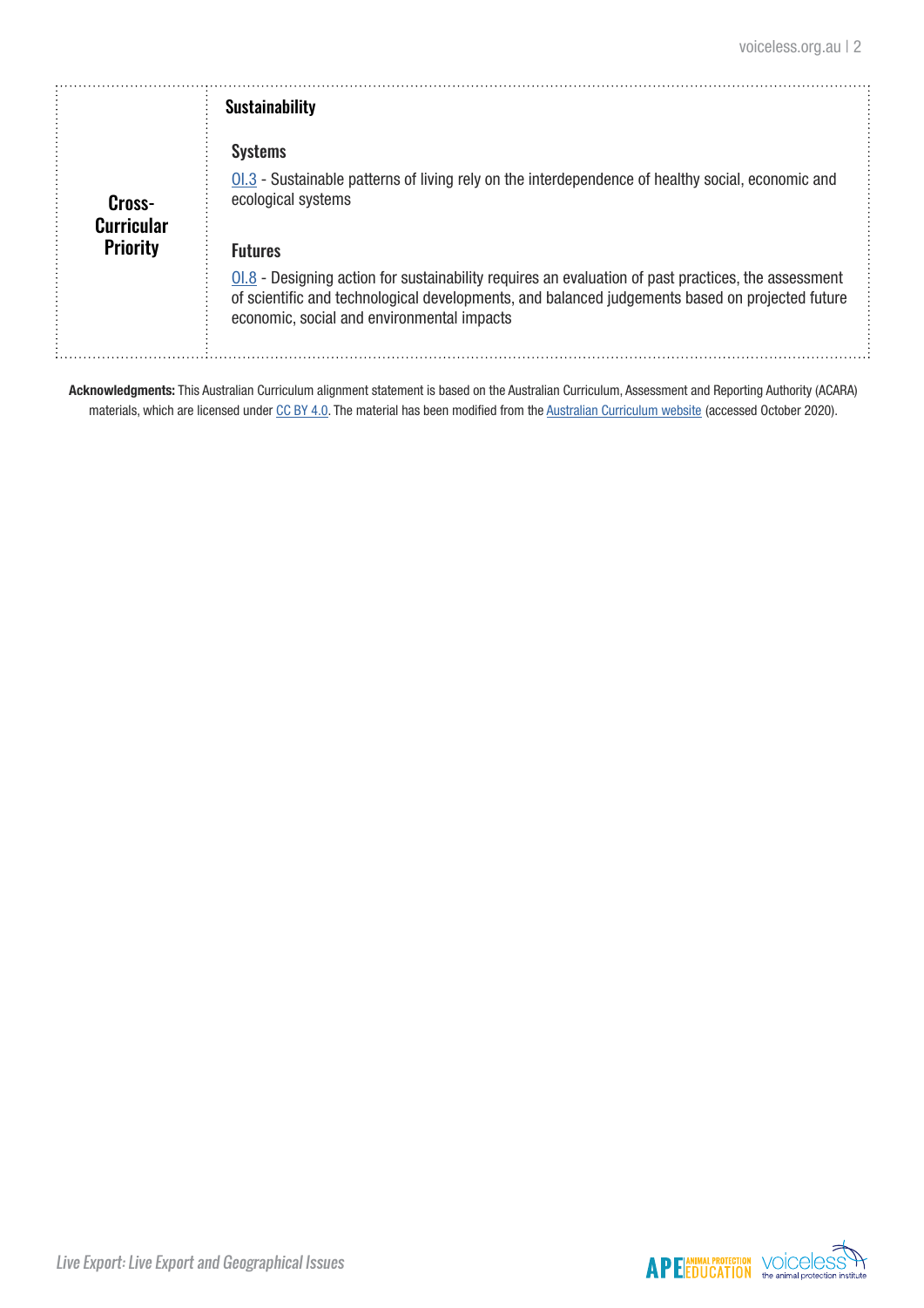| | |
|---|---|
| **Cross-Curricular Priority** | **Sustainability**<br><br>**Systems**<br><br>OI.3 - Sustainable patterns of living rely on the interdependence of healthy social, economic and ecological systems<br><br>**Futures**<br><br>OI.8 - Designing action for sustainability requires an evaluation of past practices, the assessment of scientific and technological developments, and balanced judgements based on projected future economic, social and environmental impacts |

**Acknowledgments:** This Australian Curriculum alignment statement is based on the Australian Curriculum, Assessment and Reporting Authority (ACARA) materials, which are licensed under CC BY 4.0. The material has been modified from the Australian Curriculum website (accessed October 2020).